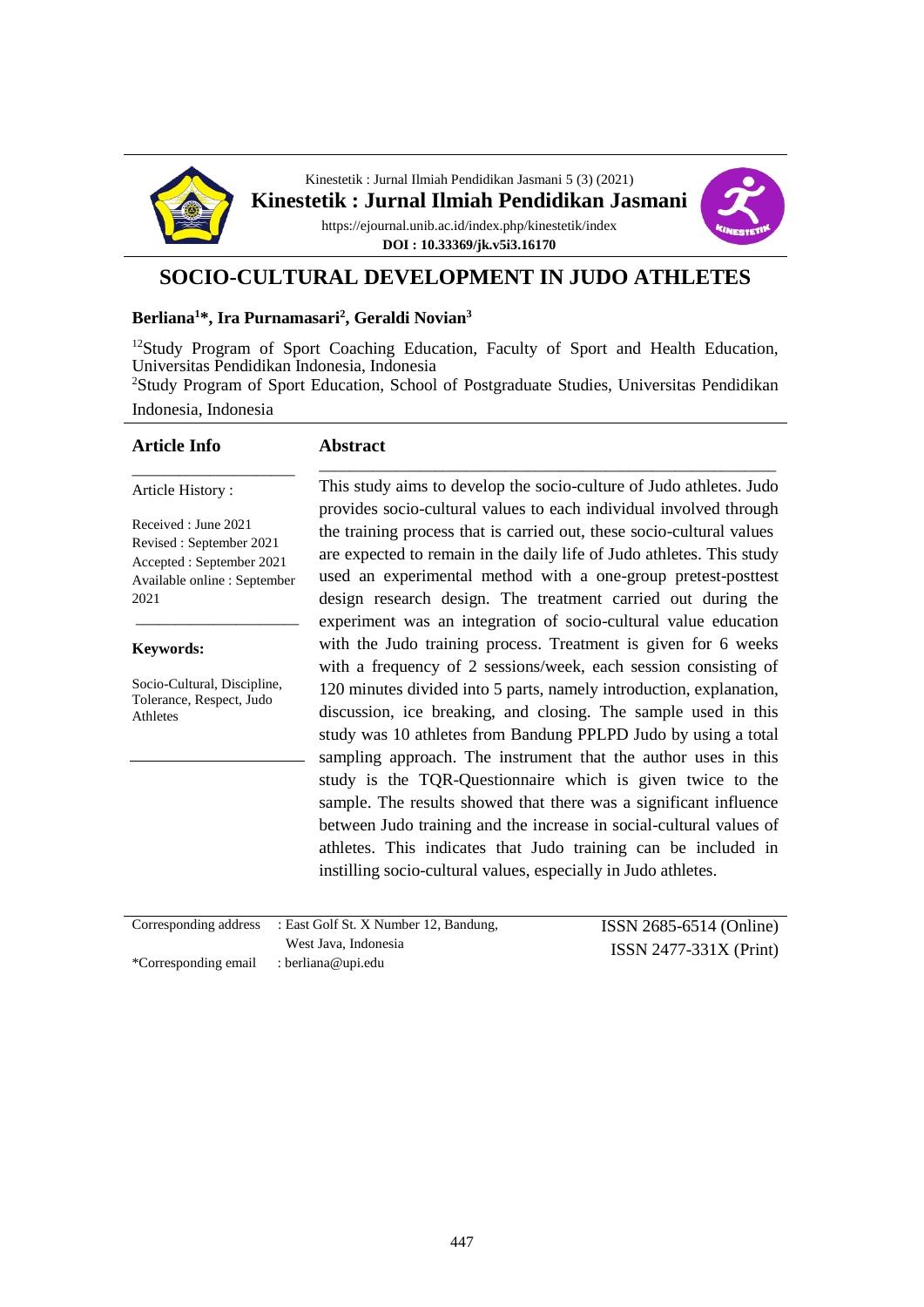Kinestetik : Jurnal Ilmiah Pendidikan Jasmani 5 (3) (2021)

**Kinestetik : Jurnal Ilmiah Pendidikan Jasmani**

https://ejournal.unib.ac.id/index.php/kinestetik/index

**DOI : 10.33369/jk.v5i3.16170**

# SOCIO-CULTURAL DEVELOPMENT IN JUDO ATHLETES

**Berliana[1]*, Ira Purnamasari[2], Geraldi Novian[3]**

[12]Study Program of Sport Coaching Education, Faculty of Sport and Health Education, Universitas Pendidikan Indonesia, Indonesia

[2]Study Program of Sport Education, School of Postgraduate Studies, Universitas Pendidikan Indonesia, Indonesia

## Article Info

Article History :

Received : June 2021
Revised : September 2021
Accepted : September 2021
Available online : September 2021

**Keywords:**

Socio-Cultural, Discipline, Tolerance, Respect, Judo Athletes

## Abstract

This study aims to develop the socio-culture of Judo athletes. Judo provides socio-cultural values to each individual involved through the training process that is carried out, these socio-cultural values are expected to remain in the daily life of Judo athletes. This study used an experimental method with a one-group pretest-posttest design research design. The treatment carried out during the experiment was an integration of socio-cultural value education with the Judo training process. Treatment is given for 6 weeks with a frequency of 2 sessions/week, each session consisting of 120 minutes divided into 5 parts, namely introduction, explanation, discussion, ice breaking, and closing. The sample used in this study was 10 athletes from Bandung PPLPD Judo by using a total sampling approach. The instrument that the author uses in this study is the TQR-Questionnaire which is given twice to the sample. The results showed that there was a significant influence between Judo training and the increase in social-cultural values of athletes. This indicates that Judo training can be included in instilling socio-cultural values, especially in Judo athletes.

Corresponding address : East Golf St. X Number 12, Bandung, West Java, Indonesia

*Corresponding email : berliana@upi.edu

ISSN 2685-6514 (Online)
ISSN 2477-331X (Print)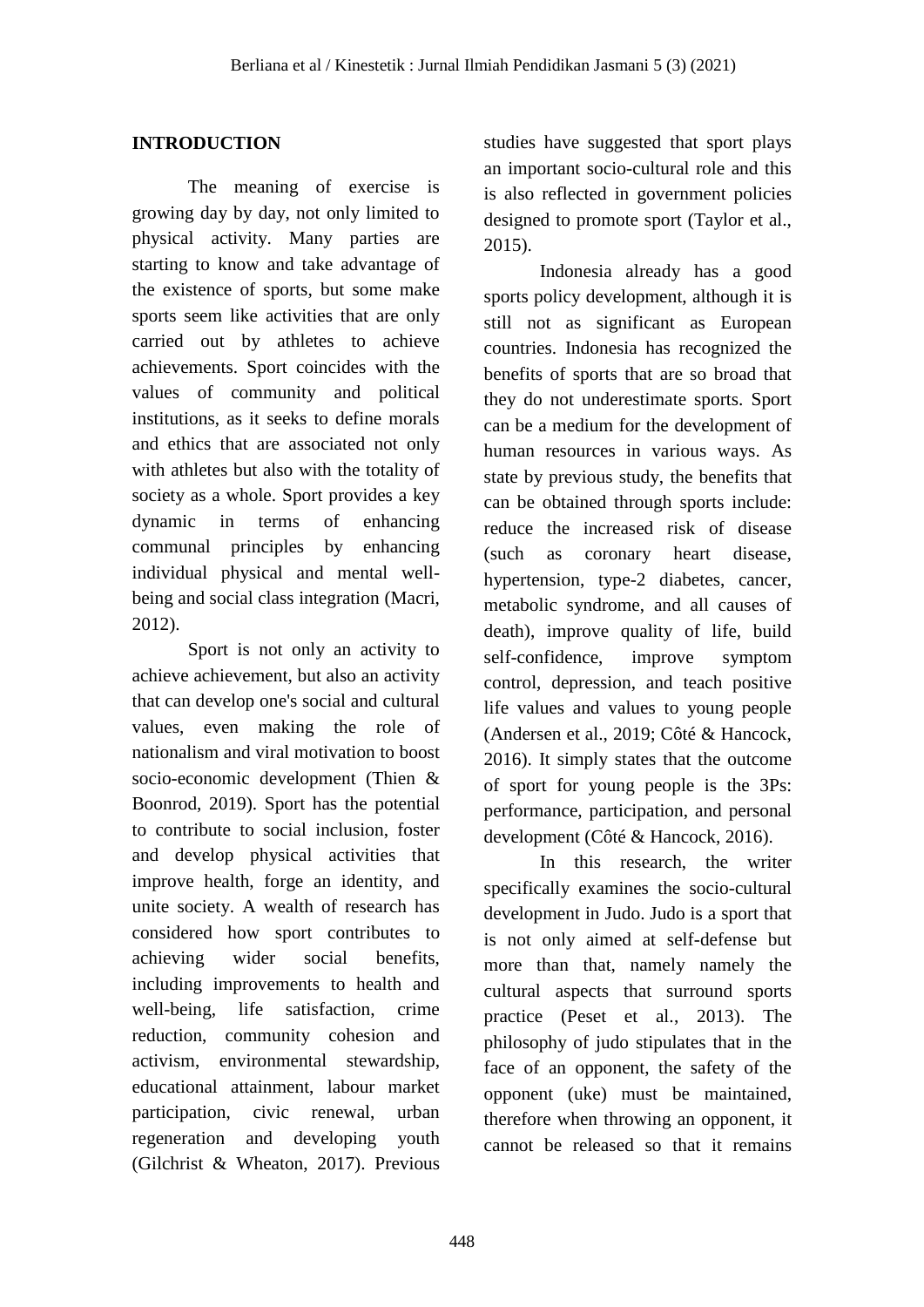## INTRODUCTION

The meaning of exercise is growing day by day, not only limited to physical activity. Many parties are starting to know and take advantage of the existence of sports, but some make sports seem like activities that are only carried out by athletes to achieve achievements. Sport coincides with the values of community and political institutions, as it seeks to define morals and ethics that are associated not only with athletes but also with the totality of society as a whole. Sport provides a key dynamic in terms of enhancing communal principles by enhancing individual physical and mental well-being and social class integration (Macri, 2012).

Sport is not only an activity to achieve achievement, but also an activity that can develop one's social and cultural values, even making the role of nationalism and viral motivation to boost socio-economic development (Thien & Boonrod, 2019). Sport has the potential to contribute to social inclusion, foster and develop physical activities that improve health, forge an identity, and unite society. A wealth of research has considered how sport contributes to achieving wider social benefits, including improvements to health and well-being, life satisfaction, crime reduction, community cohesion and activism, environmental stewardship, educational attainment, labour market participation, civic renewal, urban regeneration and developing youth (Gilchrist & Wheaton, 2017). Previous studies have suggested that sport plays an important socio-cultural role and this is also reflected in government policies designed to promote sport (Taylor et al., 2015).

Indonesia already has a good sports policy development, although it is still not as significant as European countries. Indonesia has recognized the benefits of sports that are so broad that they do not underestimate sports. Sport can be a medium for the development of human resources in various ways. As state by previous study, the benefits that can be obtained through sports include: reduce the increased risk of disease (such as coronary heart disease, hypertension, type-2 diabetes, cancer, metabolic syndrome, and all causes of death), improve quality of life, build self-confidence, improve symptom control, depression, and teach positive life values and values to young people (Andersen et al., 2019; Côté & Hancock, 2016). It simply states that the outcome of sport for young people is the 3Ps: performance, participation, and personal development (Côté & Hancock, 2016).

In this research, the writer specifically examines the socio-cultural development in Judo. Judo is a sport that is not only aimed at self-defense but more than that, namely namely the cultural aspects that surround sports practice (Peset et al., 2013). The philosophy of judo stipulates that in the face of an opponent, the safety of the opponent (uke) must be maintained, therefore when throwing an opponent, it cannot be released so that it remains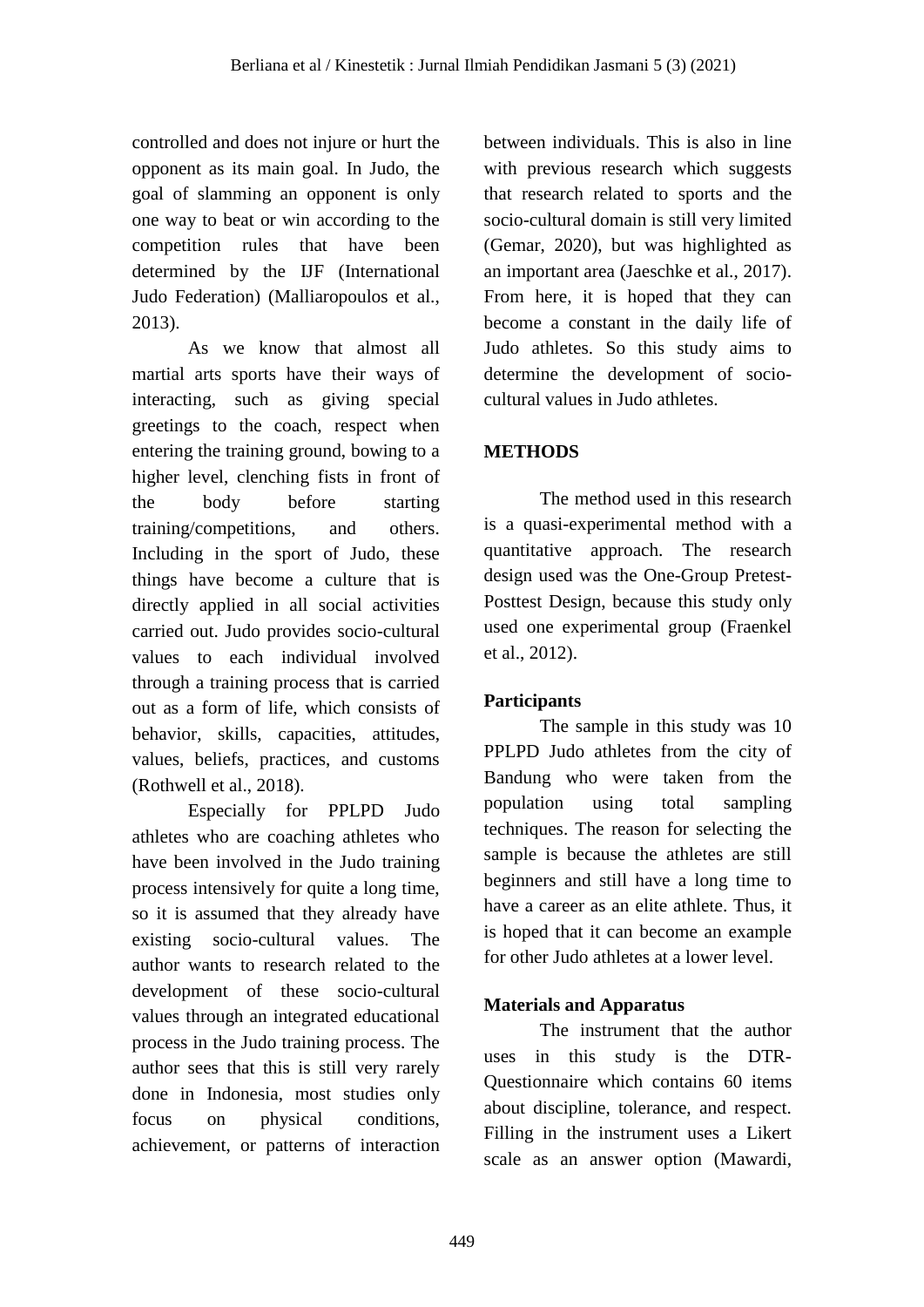controlled and does not injure or hurt the opponent as its main goal. In Judo, the goal of slamming an opponent is only one way to beat or win according to the competition rules that have been determined by the IJF (International Judo Federation) (Malliaropoulos et al., 2013).

As we know that almost all martial arts sports have their ways of interacting, such as giving special greetings to the coach, respect when entering the training ground, bowing to a higher level, clenching fists in front of the body before starting training/competitions, and others. Including in the sport of Judo, these things have become a culture that is directly applied in all social activities carried out. Judo provides socio-cultural values to each individual involved through a training process that is carried out as a form of life, which consists of behavior, skills, capacities, attitudes, values, beliefs, practices, and customs (Rothwell et al., 2018).

Especially for PPLPD Judo athletes who are coaching athletes who have been involved in the Judo training process intensively for quite a long time, so it is assumed that they already have existing socio-cultural values. The author wants to research related to the development of these socio-cultural values through an integrated educational process in the Judo training process. The author sees that this is still very rarely done in Indonesia, most studies only focus on physical conditions, achievement, or patterns of interaction between individuals. This is also in line with previous research which suggests that research related to sports and the socio-cultural domain is still very limited (Gemar, 2020), but was highlighted as an important area (Jaeschke et al., 2017). From here, it is hoped that they can become a constant in the daily life of Judo athletes. So this study aims to determine the development of socio-cultural values in Judo athletes.

## METHODS

The method used in this research is a quasi-experimental method with a quantitative approach. The research design used was the One-Group Pretest-Posttest Design, because this study only used one experimental group (Fraenkel et al., 2012).

### Participants

The sample in this study was 10 PPLPD Judo athletes from the city of Bandung who were taken from the population using total sampling techniques. The reason for selecting the sample is because the athletes are still beginners and still have a long time to have a career as an elite athlete. Thus, it is hoped that it can become an example for other Judo athletes at a lower level.

### Materials and Apparatus

The instrument that the author uses in this study is the DTR-Questionnaire which contains 60 items about discipline, tolerance, and respect. Filling in the instrument uses a Likert scale as an answer option (Mawardi,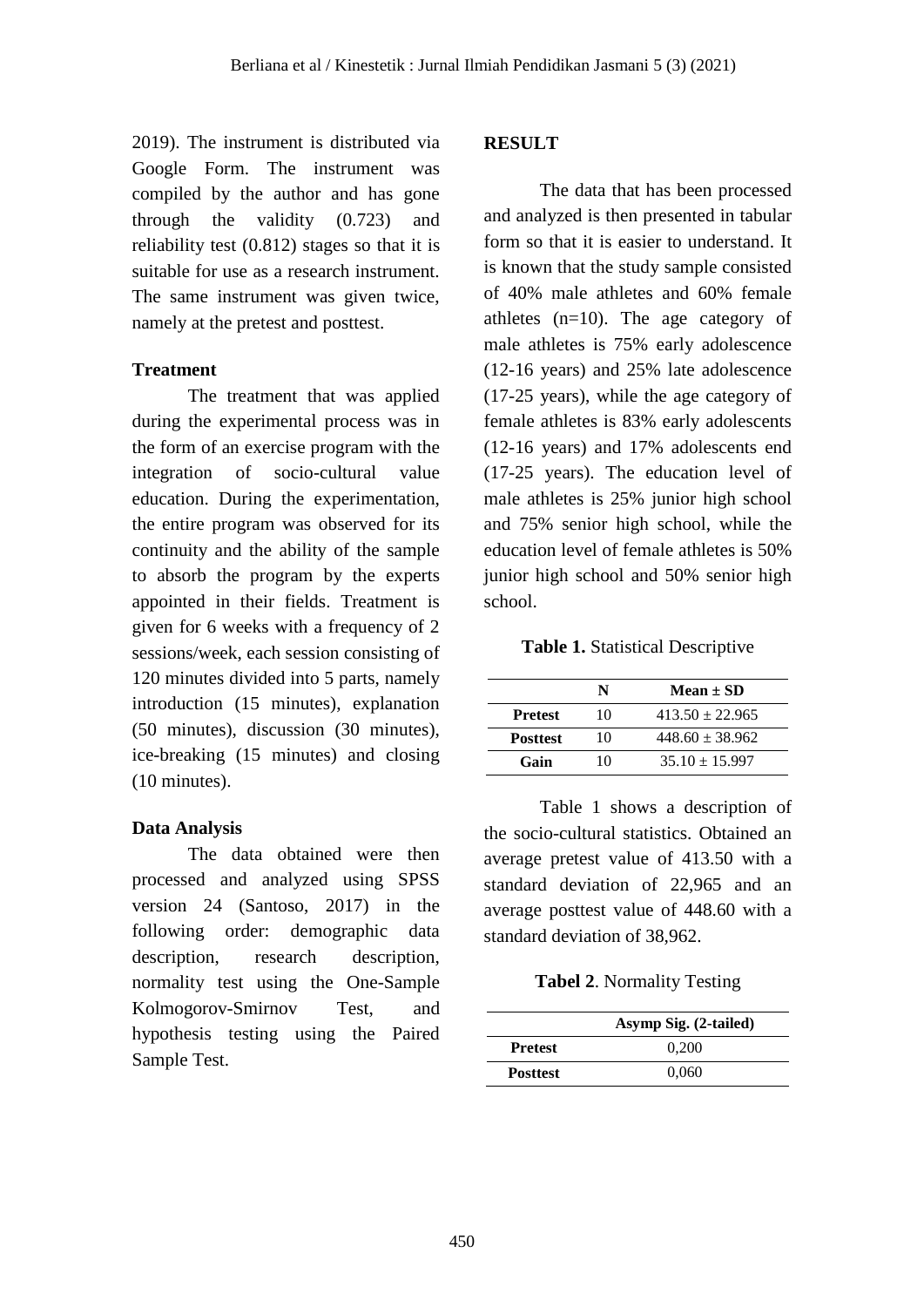2019). The instrument is distributed via Google Form. The instrument was compiled by the author and has gone through the validity (0.723) and reliability test (0.812) stages so that it is suitable for use as a research instrument. The same instrument was given twice, namely at the pretest and posttest.

**Treatment**

The treatment that was applied during the experimental process was in the form of an exercise program with the integration of socio-cultural value education. During the experimentation, the entire program was observed for its continuity and the ability of the sample to absorb the program by the experts appointed in their fields. Treatment is given for 6 weeks with a frequency of 2 sessions/week, each session consisting of 120 minutes divided into 5 parts, namely introduction (15 minutes), explanation (50 minutes), discussion (30 minutes), ice-breaking (15 minutes) and closing (10 minutes).

**Data Analysis**

The data obtained were then processed and analyzed using SPSS version 24 (Santoso, 2017) in the following order: demographic data description, research description, normality test using the One-Sample Kolmogorov-Smirnov Test, and hypothesis testing using the Paired Sample Test.

## RESULT

The data that has been processed and analyzed is then presented in tabular form so that it is easier to understand. It is known that the study sample consisted of 40% male athletes and 60% female athletes (n=10). The age category of male athletes is 75% early adolescence (12-16 years) and 25% late adolescence (17-25 years), while the age category of female athletes is 83% early adolescents (12-16 years) and 17% adolescents end (17-25 years). The education level of male athletes is 25% junior high school and 75% senior high school, while the education level of female athletes is 50% junior high school and 50% senior high school.

**Table 1.** Statistical Descriptive

| | N | Mean ± SD |
|---|---|---|
| **Pretest** | 10 | 413.50 ± 22.965 |
| **Posttest** | 10 | 448.60 ± 38.962 |
| **Gain** | 10 | 35.10 ± 15.997 |

Table 1 shows a description of the socio-cultural statistics. Obtained an average pretest value of 413.50 with a standard deviation of 22,965 and an average posttest value of 448.60 with a standard deviation of 38,962.

**Tabel 2**. Normality Testing

| | Asymp Sig. (2-tailed) |
|---|---|
| **Pretest** | 0,200 |
| **Posttest** | 0,060 |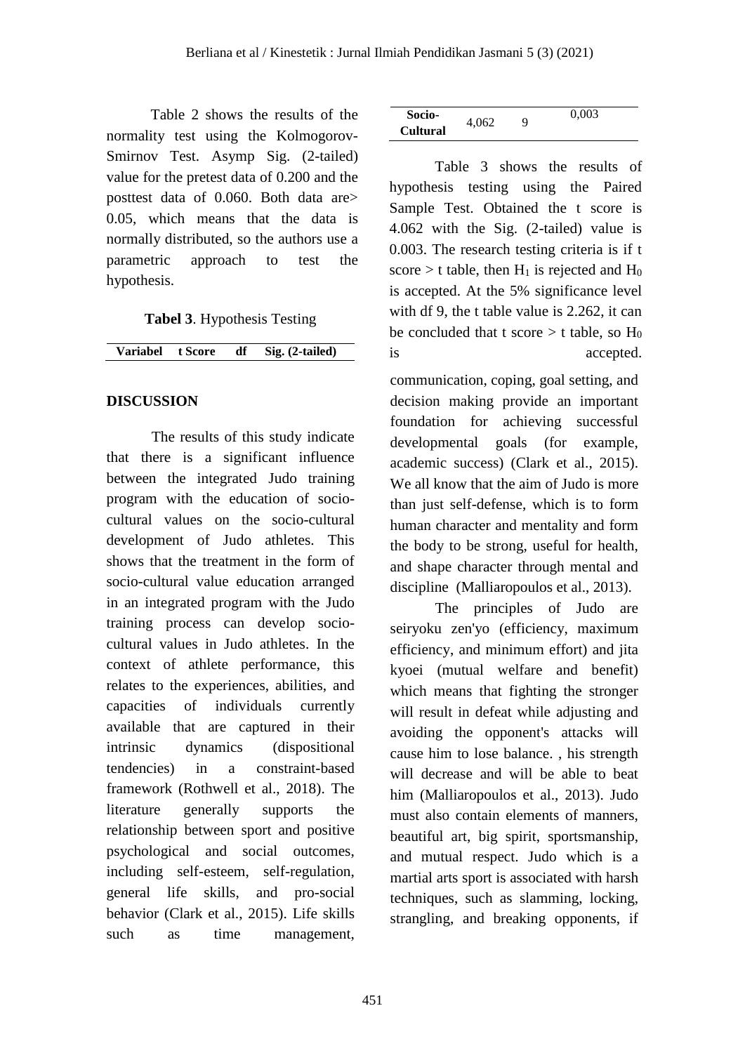Table 2 shows the results of the normality test using the Kolmogorov-Smirnov Test. Asymp Sig. (2-tailed) value for the pretest data of 0.200 and the posttest data of 0.060. Both data are> 0.05, which means that the data is normally distributed, so the authors use a parametric approach to test the hypothesis.

**Tabel 3**. Hypothesis Testing

| Variabel | t Score | df | Sig. (2-tailed) |
|---|---|---|---|
| Socio-Cultural | 4,062 | 9 | 0,003 |

Table 3 shows the results of hypothesis testing using the Paired Sample Test. Obtained the t score is 4.062 with the Sig. (2-tailed) value is 0.003. The research testing criteria is if t score > t table, then $H_1$ is rejected and $H_0$ is accepted. At the 5% significance level with df 9, the t table value is 2.262, it can be concluded that t score > t table, so $H_0$ is accepted.

## DISCUSSION

The results of this study indicate that there is a significant influence between the integrated Judo training program with the education of socio-cultural values on the socio-cultural development of Judo athletes. This shows that the treatment in the form of socio-cultural value education arranged in an integrated program with the Judo training process can develop socio-cultural values in Judo athletes. In the context of athlete performance, this relates to the experiences, abilities, and capacities of individuals currently available that are captured in their intrinsic dynamics (dispositional tendencies) in a constraint-based framework (Rothwell et al., 2018). The literature generally supports the relationship between sport and positive psychological and social outcomes, including self-esteem, self-regulation, general life skills, and pro-social behavior (Clark et al., 2015). Life skills such as time management, communication, coping, goal setting, and decision making provide an important foundation for achieving successful developmental goals (for example, academic success) (Clark et al., 2015). We all know that the aim of Judo is more than just self-defense, which is to form human character and mentality and form the body to be strong, useful for health, and shape character through mental and discipline (Malliaropoulos et al., 2013).

The principles of Judo are seiryoku zen'yo (efficiency, maximum efficiency, and minimum effort) and jita kyoei (mutual welfare and benefit) which means that fighting the stronger will result in defeat while adjusting and avoiding the opponent's attacks will cause him to lose balance. , his strength will decrease and will be able to beat him (Malliaropoulos et al., 2013). Judo must also contain elements of manners, beautiful art, big spirit, sportsmanship, and mutual respect. Judo which is a martial arts sport is associated with harsh techniques, such as slamming, locking, strangling, and breaking opponents, if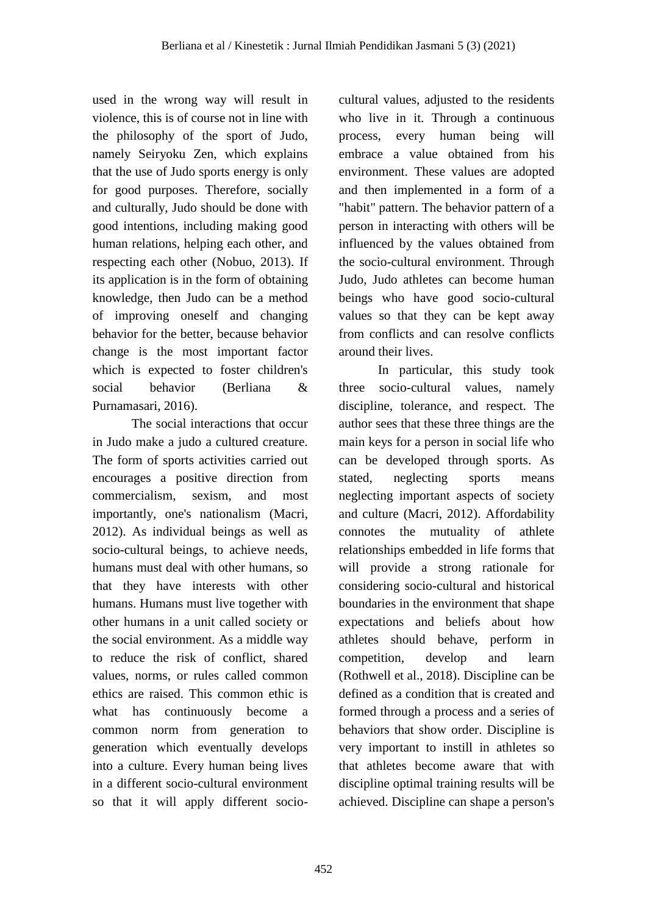used in the wrong way will result in violence, this is of course not in line with the philosophy of the sport of Judo, namely Seiryoku Zen, which explains that the use of Judo sports energy is only for good purposes. Therefore, socially and culturally, Judo should be done with good intentions, including making good human relations, helping each other, and respecting each other (Nobuo, 2013). If its application is in the form of obtaining knowledge, then Judo can be a method of improving oneself and changing behavior for the better, because behavior change is the most important factor which is expected to foster children's social behavior (Berliana & Purnamasari, 2016).

The social interactions that occur in Judo make a judo a cultured creature. The form of sports activities carried out encourages a positive direction from commercialism, sexism, and most importantly, one's nationalism (Macri, 2012). As individual beings as well as socio-cultural beings, to achieve needs, humans must deal with other humans, so that they have interests with other humans. Humans must live together with other humans in a unit called society or the social environment. As a middle way to reduce the risk of conflict, shared values, norms, or rules called common ethics are raised. This common ethic is what has continuously become a common norm from generation to generation which eventually develops into a culture. Every human being lives in a different socio-cultural environment so that it will apply different socio-cultural values, adjusted to the residents who live in it. Through a continuous process, every human being will embrace a value obtained from his environment. These values are adopted and then implemented in a form of a "habit" pattern. The behavior pattern of a person in interacting with others will be influenced by the values obtained from the socio-cultural environment. Through Judo, Judo athletes can become human beings who have good socio-cultural values so that they can be kept away from conflicts and can resolve conflicts around their lives.

In particular, this study took three socio-cultural values, namely discipline, tolerance, and respect. The author sees that these three things are the main keys for a person in social life who can be developed through sports. As stated, neglecting sports means neglecting important aspects of society and culture (Macri, 2012). Affordability connotes the mutuality of athlete relationships embedded in life forms that will provide a strong rationale for considering socio-cultural and historical boundaries in the environment that shape expectations and beliefs about how athletes should behave, perform in competition, develop and learn (Rothwell et al., 2018). Discipline can be defined as a condition that is created and formed through a process and a series of behaviors that show order. Discipline is very important to instill in athletes so that athletes become aware that with discipline optimal training results will be achieved. Discipline can shape a person's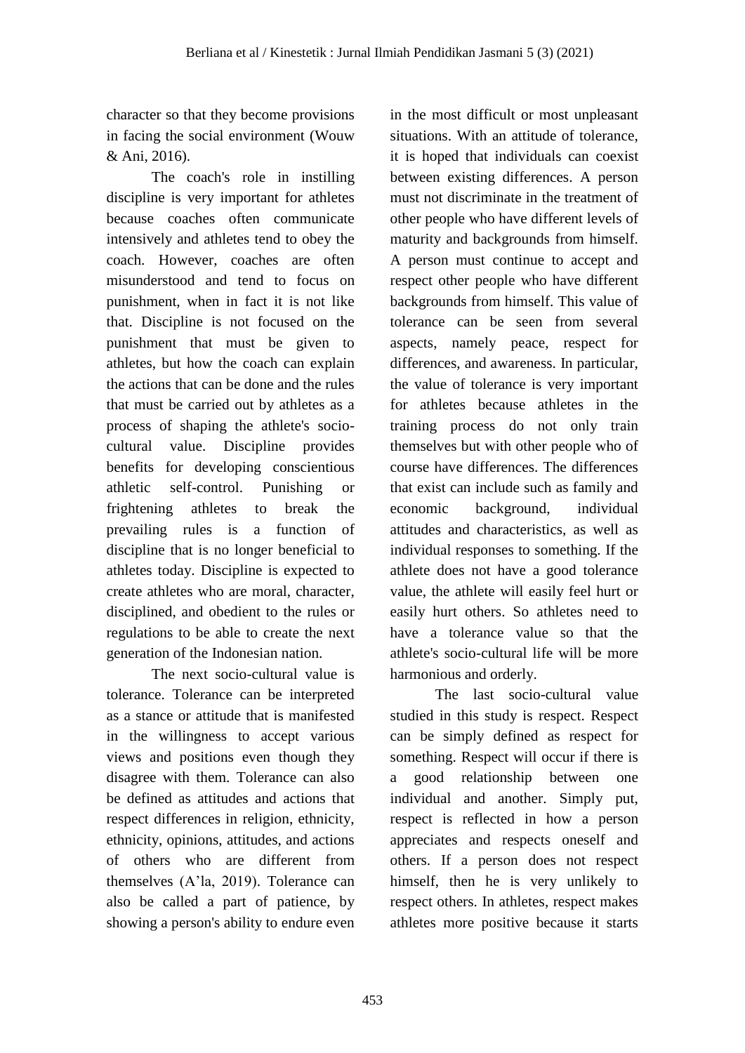character so that they become provisions in facing the social environment (Wouw & Ani, 2016).

The coach's role in instilling discipline is very important for athletes because coaches often communicate intensively and athletes tend to obey the coach. However, coaches are often misunderstood and tend to focus on punishment, when in fact it is not like that. Discipline is not focused on the punishment that must be given to athletes, but how the coach can explain the actions that can be done and the rules that must be carried out by athletes as a process of shaping the athlete's socio-cultural value. Discipline provides benefits for developing conscientious athletic self-control. Punishing or frightening athletes to break the prevailing rules is a function of discipline that is no longer beneficial to athletes today. Discipline is expected to create athletes who are moral, character, disciplined, and obedient to the rules or regulations to be able to create the next generation of the Indonesian nation.

The next socio-cultural value is tolerance. Tolerance can be interpreted as a stance or attitude that is manifested in the willingness to accept various views and positions even though they disagree with them. Tolerance can also be defined as attitudes and actions that respect differences in religion, ethnicity, ethnicity, opinions, attitudes, and actions of others who are different from themselves (A'la, 2019). Tolerance can also be called a part of patience, by showing a person's ability to endure even in the most difficult or most unpleasant situations. With an attitude of tolerance, it is hoped that individuals can coexist between existing differences. A person must not discriminate in the treatment of other people who have different levels of maturity and backgrounds from himself. A person must continue to accept and respect other people who have different backgrounds from himself. This value of tolerance can be seen from several aspects, namely peace, respect for differences, and awareness. In particular, the value of tolerance is very important for athletes because athletes in the training process do not only train themselves but with other people who of course have differences. The differences that exist can include such as family and economic background, individual attitudes and characteristics, as well as individual responses to something. If the athlete does not have a good tolerance value, the athlete will easily feel hurt or easily hurt others. So athletes need to have a tolerance value so that the athlete's socio-cultural life will be more harmonious and orderly.

The last socio-cultural value studied in this study is respect. Respect can be simply defined as respect for something. Respect will occur if there is a good relationship between one individual and another. Simply put, respect is reflected in how a person appreciates and respects oneself and others. If a person does not respect himself, then he is very unlikely to respect others. In athletes, respect makes athletes more positive because it starts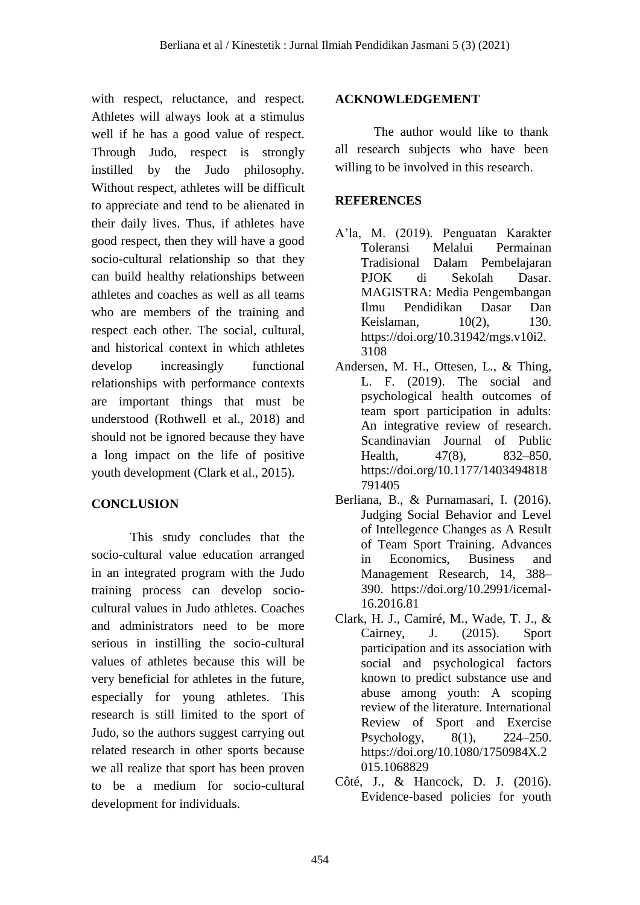with respect, reluctance, and respect. Athletes will always look at a stimulus well if he has a good value of respect. Through Judo, respect is strongly instilled by the Judo philosophy. Without respect, athletes will be difficult to appreciate and tend to be alienated in their daily lives. Thus, if athletes have good respect, then they will have a good socio-cultural relationship so that they can build healthy relationships between athletes and coaches as well as all teams who are members of the training and respect each other. The social, cultural, and historical context in which athletes develop increasingly functional relationships with performance contexts are important things that must be understood (Rothwell et al., 2018) and should not be ignored because they have a long impact on the life of positive youth development (Clark et al., 2015).

## CONCLUSION

This study concludes that the socio-cultural value education arranged in an integrated program with the Judo training process can develop socio-cultural values in Judo athletes. Coaches and administrators need to be more serious in instilling the socio-cultural values of athletes because this will be very beneficial for athletes in the future, especially for young athletes. This research is still limited to the sport of Judo, so the authors suggest carrying out related research in other sports because we all realize that sport has been proven to be a medium for socio-cultural development for individuals.

## ACKNOWLEDGEMENT

The author would like to thank all research subjects who have been willing to be involved in this research.

## REFERENCES

A'la, M. (2019). Penguatan Karakter Toleransi Melalui Permainan Tradisional Dalam Pembelajaran PJOK di Sekolah Dasar. MAGISTRA: Media Pengembangan Ilmu Pendidikan Dasar Dan Keislaman, 10(2), 130. https://doi.org/10.31942/mgs.v10i2.3108

Andersen, M. H., Ottesen, L., & Thing, L. F. (2019). The social and psychological health outcomes of team sport participation in adults: An integrative review of research. Scandinavian Journal of Public Health, 47(8), 832–850. https://doi.org/10.1177/1403494818791405

Berliana, B., & Purnamasari, I. (2016). Judging Social Behavior and Level of Intellegence Changes as A Result of Team Sport Training. Advances in Economics, Business and Management Research, 14, 388–390. https://doi.org/10.2991/icemal-16.2016.81

Clark, H. J., Camiré, M., Wade, T. J., & Cairney, J. (2015). Sport participation and its association with social and psychological factors known to predict substance use and abuse among youth: A scoping review of the literature. International Review of Sport and Exercise Psychology, 8(1), 224–250. https://doi.org/10.1080/1750984X.2015.1068829

Côté, J., & Hancock, D. J. (2016). Evidence-based policies for youth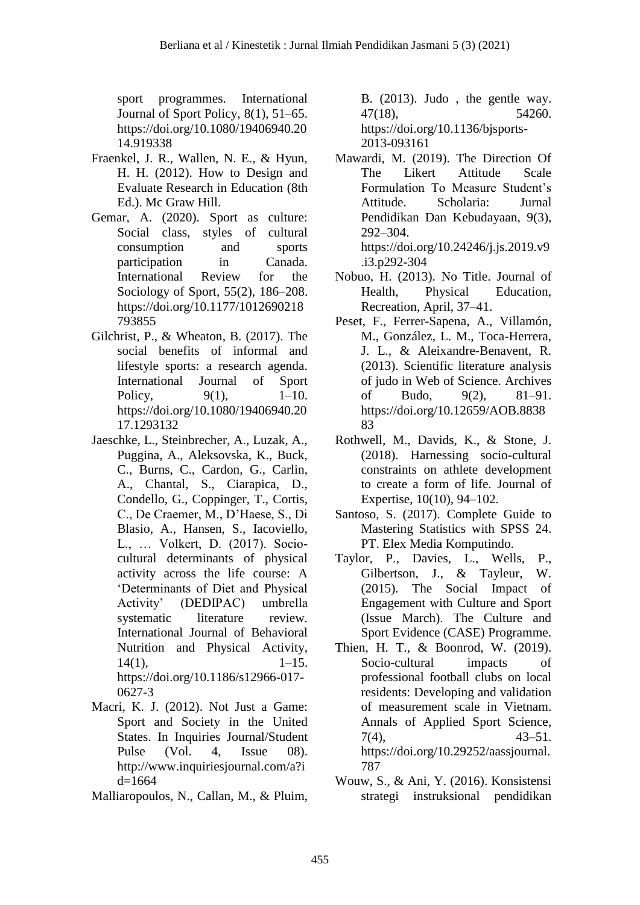sport programmes. International Journal of Sport Policy, 8(1), 51–65. https://doi.org/10.1080/19406940.2014.919338

Fraenkel, J. R., Wallen, N. E., & Hyun, H. H. (2012). How to Design and Evaluate Research in Education (8th Ed.). Mc Graw Hill.

Gemar, A. (2020). Sport as culture: Social class, styles of cultural consumption and sports participation in Canada. International Review for the Sociology of Sport, 55(2), 186–208. https://doi.org/10.1177/1012690218793855

Gilchrist, P., & Wheaton, B. (2017). The social benefits of informal and lifestyle sports: a research agenda. International Journal of Sport Policy, 9(1), 1–10. https://doi.org/10.1080/19406940.2017.1293132

Jaeschke, L., Steinbrecher, A., Luzak, A., Puggina, A., Aleksovska, K., Buck, C., Burns, C., Cardon, G., Carlin, A., Chantal, S., Ciarapica, D., Condello, G., Coppinger, T., Cortis, C., De Craemer, M., D'Haese, S., Di Blasio, A., Hansen, S., Iacoviello, L., … Volkert, D. (2017). Socio-cultural determinants of physical activity across the life course: A 'Determinants of Diet and Physical Activity' (DEDIPAC) umbrella systematic literature review. International Journal of Behavioral Nutrition and Physical Activity, 14(1), 1–15. https://doi.org/10.1186/s12966-017-0627-3

Macri, K. J. (2012). Not Just a Game: Sport and Society in the United States. In Inquiries Journal/Student Pulse (Vol. 4, Issue 08). http://www.inquiriesjournal.com/a?id=1664

Malliaropoulos, N., Callan, M., & Pluim, B. (2013). Judo , the gentle way. 47(18), 54260. https://doi.org/10.1136/bjsports-2013-093161

Mawardi, M. (2019). The Direction Of The Likert Attitude Scale Formulation To Measure Student's Attitude. Scholaria: Jurnal Pendidikan Dan Kebudayaan, 9(3), 292–304. https://doi.org/10.24246/j.js.2019.v9.i3.p292-304

Nobuo, H. (2013). No Title. Journal of Health, Physical Education, Recreation, April, 37–41.

Peset, F., Ferrer-Sapena, A., Villamón, M., González, L. M., Toca-Herrera, J. L., & Aleixandre-Benavent, R. (2013). Scientific literature analysis of judo in Web of Science. Archives of Budo, 9(2), 81–91. https://doi.org/10.12659/AOB.883883

Rothwell, M., Davids, K., & Stone, J. (2018). Harnessing socio-cultural constraints on athlete development to create a form of life. Journal of Expertise, 10(10), 94–102.

Santoso, S. (2017). Complete Guide to Mastering Statistics with SPSS 24. PT. Elex Media Komputindo.

Taylor, P., Davies, L., Wells, P., Gilbertson, J., & Tayleur, W. (2015). The Social Impact of Engagement with Culture and Sport (Issue March). The Culture and Sport Evidence (CASE) Programme.

Thien, H. T., & Boonrod, W. (2019). Socio-cultural impacts of professional football clubs on local residents: Developing and validation of measurement scale in Vietnam. Annals of Applied Sport Science, 7(4), 43–51. https://doi.org/10.29252/aassjournal.787

Wouw, S., & Ani, Y. (2016). Konsistensi strategi instruksional pendidikan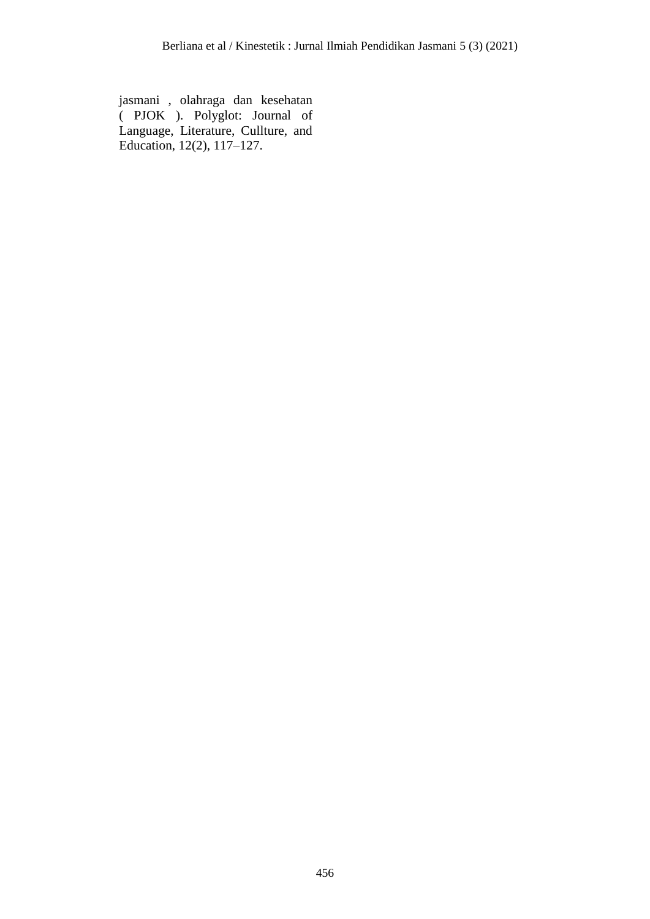jasmani , olahraga dan kesehatan ( PJOK ). Polyglot: Journal of Language, Literature, Cullture, and Education, 12(2), 117–127.